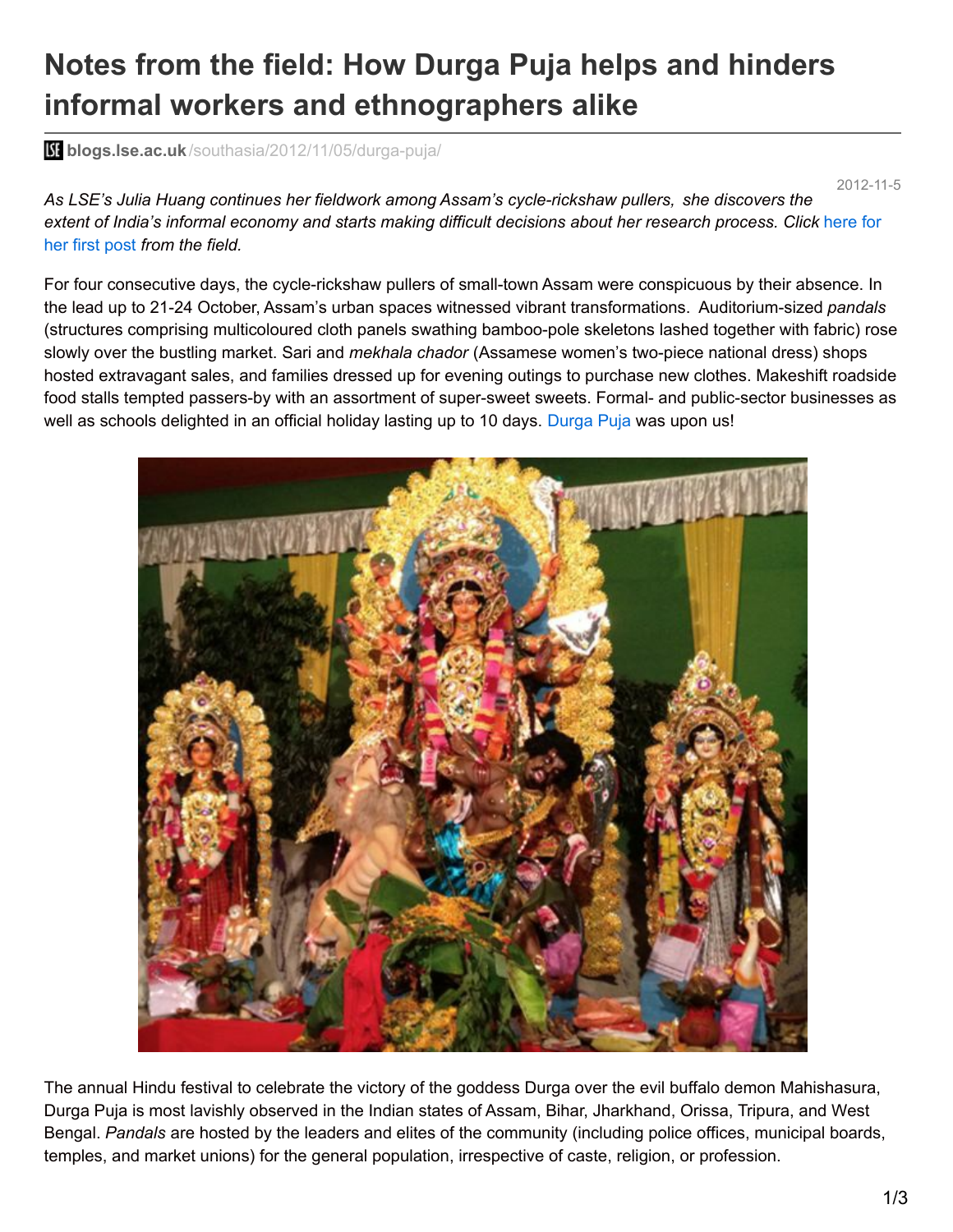# Notes from the field: How Durga Puja helps and hinders informal workers and ethnographers alike

**blogs.lse.ac.uk**/southasia/2012/11/05/durga-puja/

2012-11-5

*As LSE's Julia Huang continues her fieldwork among Assam's cycle-rickshaw pullers, she discovers the extent of India's informal economy and starts making difficult decisions about her research process. Click* here for her first post *from the field.*

For four consecutive days, the cycle-rickshaw pullers of small-town Assam were conspicuous by their absence. In the lead up to 21-24 October, Assam's urban spaces witnessed vibrant transformations. Auditorium-sized *pandals* (structures comprising multicoloured cloth panels swathing bamboo-pole skeletons lashed together with fabric) rose slowly over the bustling market. Sari and *mekhala chador* (Assamese women's two-piece national dress) shops hosted extravagant sales, and families dressed up for evening outings to purchase new clothes. Makeshift roadside food stalls tempted passers-by with an assortment of super-sweet sweets. Formal- and public-sector businesses as well as schools delighted in an official holiday lasting up to 10 days. Durga Puja was upon us!

The annual Hindu festival to celebrate the victory of the goddess Durga over the evil buffalo demon Mahishasura, Durga Puja is most lavishly observed in the Indian states of Assam, Bihar, Jharkhand, Orissa, Tripura, and West Bengal. *Pandals* are hosted by the leaders and elites of the community (including police offices, municipal boards, temples, and market unions) for the general population, irrespective of caste, religion, or profession.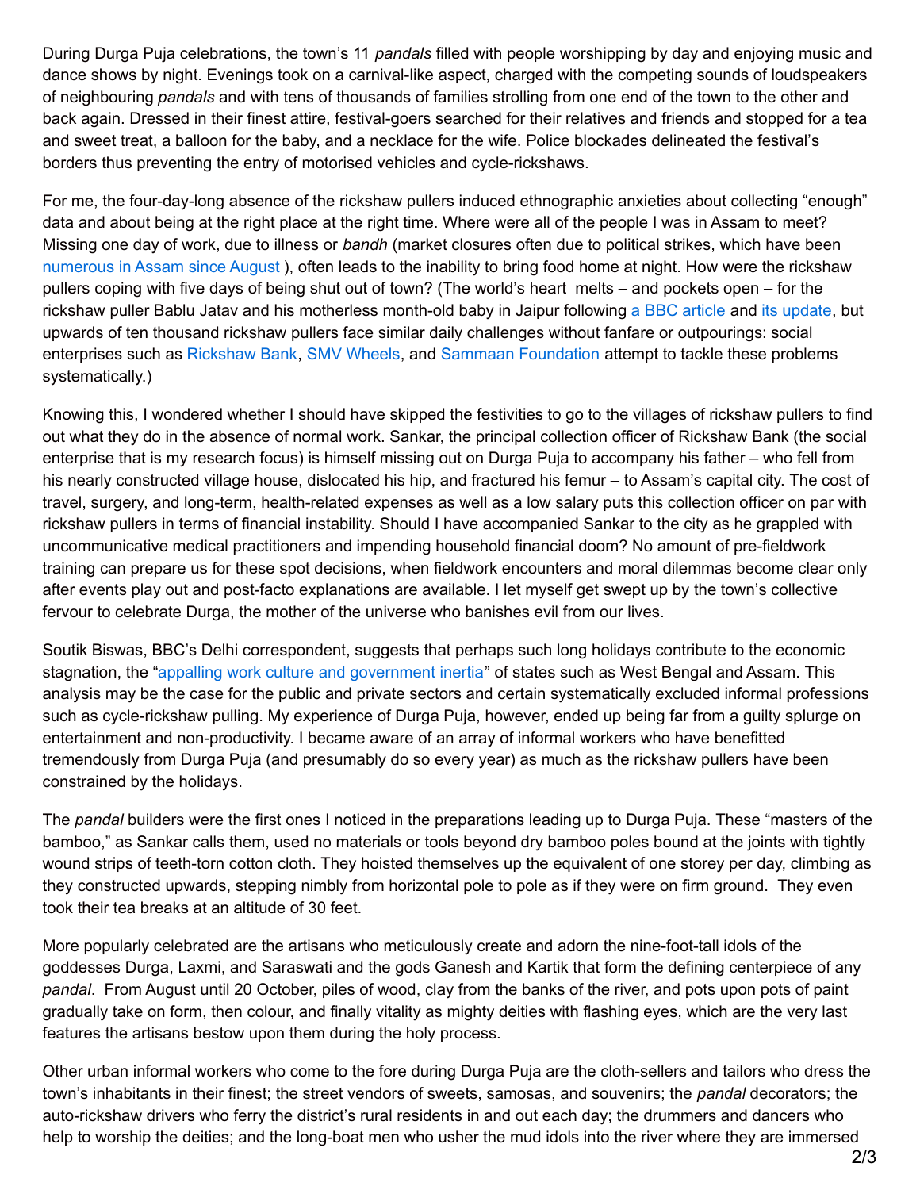During Durga Puja celebrations, the town's 11 *pandals* filled with people worshipping by day and enjoying music and dance shows by night. Evenings took on a carnival-like aspect, charged with the competing sounds of loudspeakers of neighbouring *pandals* and with tens of thousands of families strolling from one end of the town to the other and back again. Dressed in their finest attire, festival-goers searched for their relatives and friends and stopped for a tea and sweet treat, a balloon for the baby, and a necklace for the wife. Police blockades delineated the festival's borders thus preventing the entry of motorised vehicles and cycle-rickshaws.

For me, the four-day-long absence of the rickshaw pullers induced ethnographic anxieties about collecting "enough" data and about being at the right place at the right time. Where were all of the people I was in Assam to meet? Missing one day of work, due to illness or *bandh* (market closures often due to political strikes, which have been numerous in Assam since August ), often leads to the inability to bring food home at night. How were the rickshaw pullers coping with five days of being shut out of town? (The world's heart  melts – and pockets open – for the rickshaw puller Bablu Jatav and his motherless month-old baby in Jaipur following a BBC article and its update, but upwards of ten thousand rickshaw pullers face similar daily challenges without fanfare or outpourings: social enterprises such as Rickshaw Bank, SMV Wheels, and Sammaan Foundation attempt to tackle these problems systematically.)

Knowing this, I wondered whether I should have skipped the festivities to go to the villages of rickshaw pullers to find out what they do in the absence of normal work. Sankar, the principal collection officer of Rickshaw Bank (the social enterprise that is my research focus) is himself missing out on Durga Puja to accompany his father – who fell from his nearly constructed village house, dislocated his hip, and fractured his femur – to Assam's capital city. The cost of travel, surgery, and long-term, health-related expenses as well as a low salary puts this collection officer on par with rickshaw pullers in terms of financial instability. Should I have accompanied Sankar to the city as he grappled with uncommunicative medical practitioners and impending household financial doom? No amount of pre-fieldwork training can prepare us for these spot decisions, when fieldwork encounters and moral dilemmas become clear only after events play out and post-facto explanations are available. I let myself get swept up by the town's collective fervour to celebrate Durga, the mother of the universe who banishes evil from our lives.

Soutik Biswas, BBC's Delhi correspondent, suggests that perhaps such long holidays contribute to the economic stagnation, the "appalling work culture and government inertia" of states such as West Bengal and Assam. This analysis may be the case for the public and private sectors and certain systematically excluded informal professions such as cycle-rickshaw pulling. My experience of Durga Puja, however, ended up being far from a guilty splurge on entertainment and non-productivity. I became aware of an array of informal workers who have benefitted tremendously from Durga Puja (and presumably do so every year) as much as the rickshaw pullers have been constrained by the holidays.

The *pandal* builders were the first ones I noticed in the preparations leading up to Durga Puja. These "masters of the bamboo," as Sankar calls them, used no materials or tools beyond dry bamboo poles bound at the joints with tightly wound strips of teeth-torn cotton cloth. They hoisted themselves up the equivalent of one storey per day, climbing as they constructed upwards, stepping nimbly from horizontal pole to pole as if they were on firm ground.  They even took their tea breaks at an altitude of 30 feet.

More popularly celebrated are the artisans who meticulously create and adorn the nine-foot-tall idols of the goddesses Durga, Laxmi, and Saraswati and the gods Ganesh and Kartik that form the defining centerpiece of any *pandal*.  From August until 20 October, piles of wood, clay from the banks of the river, and pots upon pots of paint gradually take on form, then colour, and finally vitality as mighty deities with flashing eyes, which are the very last features the artisans bestow upon them during the holy process.

Other urban informal workers who come to the fore during Durga Puja are the cloth-sellers and tailors who dress the town's inhabitants in their finest; the street vendors of sweets, samosas, and souvenirs; the *pandal* decorators; the auto-rickshaw drivers who ferry the district's rural residents in and out each day; the drummers and dancers who help to worship the deities; and the long-boat men who usher the mud idols into the river where they are immersed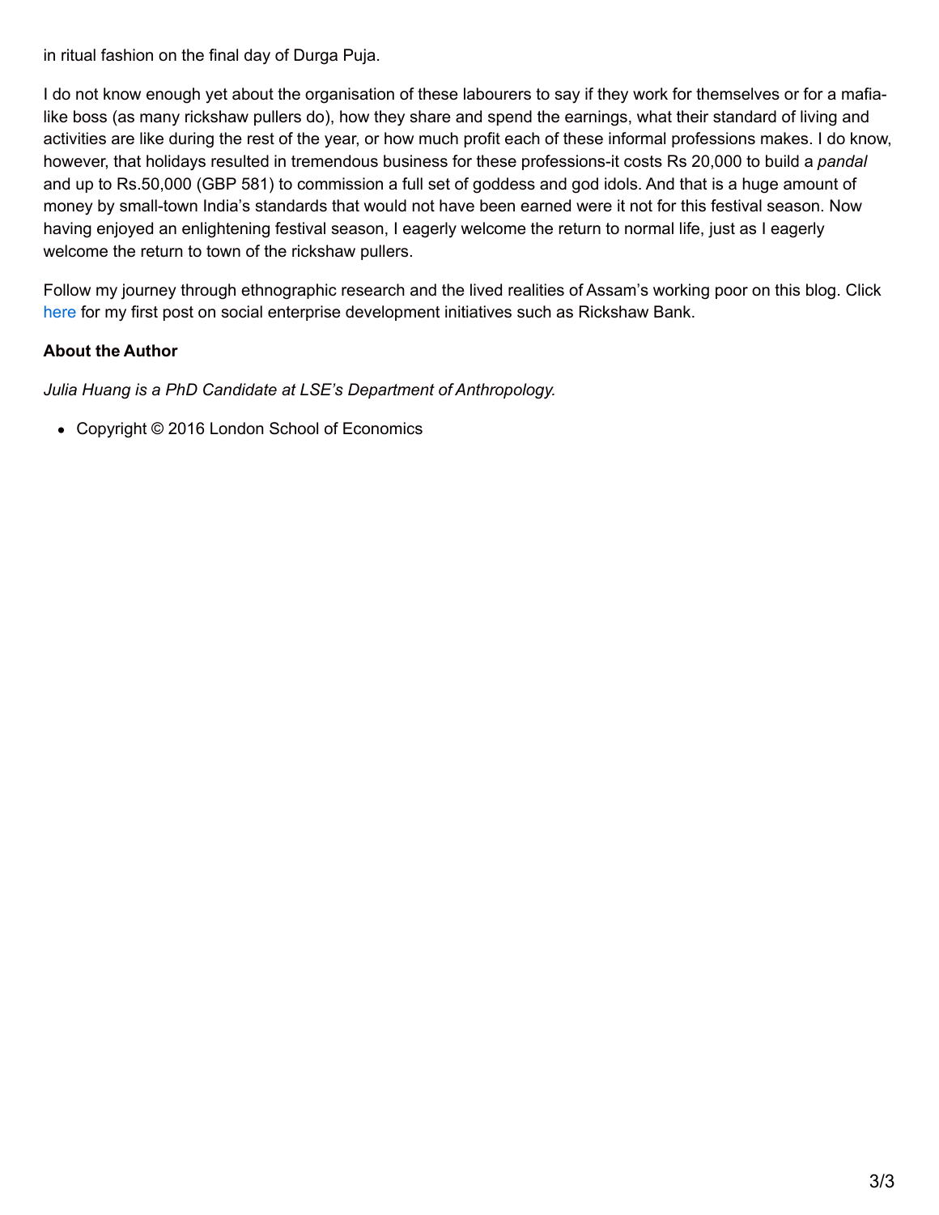in ritual fashion on the final day of Durga Puja.

I do not know enough yet about the organisation of these labourers to say if they work for themselves or for a mafia-like boss (as many rickshaw pullers do), how they share and spend the earnings, what their standard of living and activities are like during the rest of the year, or how much profit each of these informal professions makes. I do know, however, that holidays resulted in tremendous business for these professions-it costs Rs 20,000 to build a *pandal* and up to Rs.50,000 (GBP 581) to commission a full set of goddess and god idols. And that is a huge amount of money by small-town India's standards that would not have been earned were it not for this festival season. Now having enjoyed an enlightening festival season, I eagerly welcome the return to normal life, just as I eagerly welcome the return to town of the rickshaw pullers.

Follow my journey through ethnographic research and the lived realities of Assam's working poor on this blog. Click here for my first post on social enterprise development initiatives such as Rickshaw Bank.

**About the Author**

*Julia Huang is a PhD Candidate at LSE's Department of Anthropology.*

- Copyright © 2016 London School of Economics